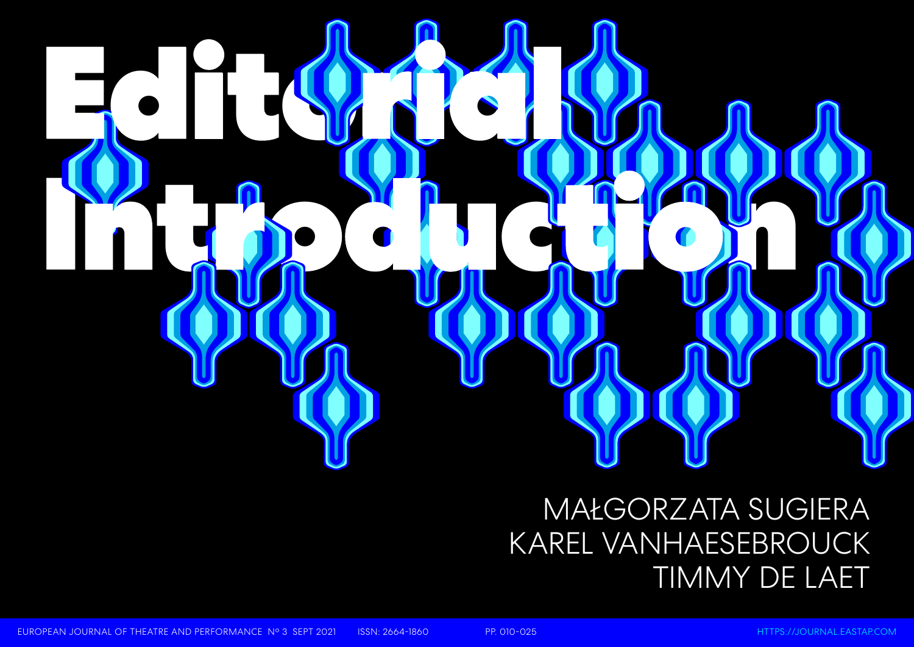# Editorial Introduction

MAŁGORZATA SUGIERA
KAREL VANHAESEBROUCK
TIMMY DE LAET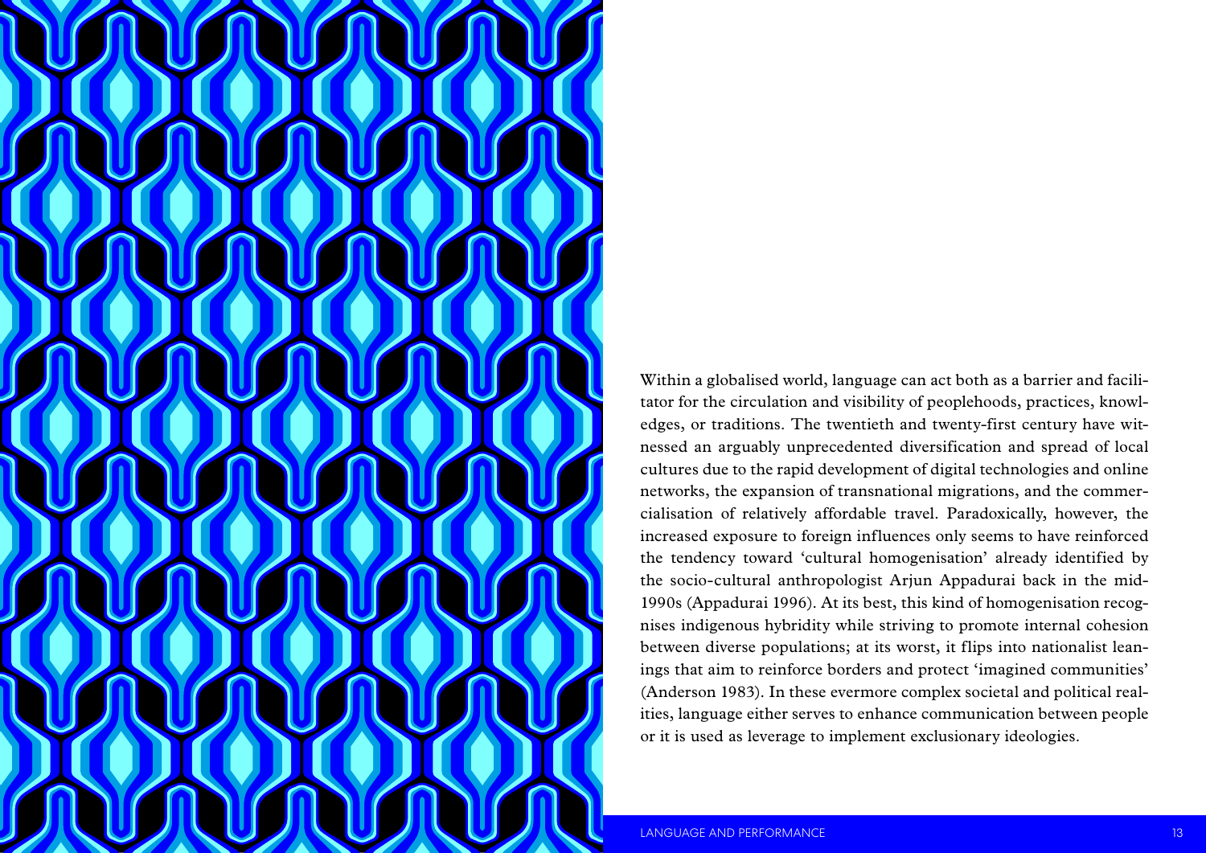Within a globalised world, language can act both as a barrier and facilitator for the circulation and visibility of peoplehoods, practices, knowledges, or traditions. The twentieth and twenty-first century have witnessed an arguably unprecedented diversification and spread of local cultures due to the rapid development of digital technologies and online networks, the expansion of transnational migrations, and the commercialisation of relatively affordable travel. Paradoxically, however, the increased exposure to foreign influences only seems to have reinforced the tendency toward 'cultural homogenisation' already identified by the socio-cultural anthropologist Arjun Appadurai back in the mid-1990s (Appadurai 1996). At its best, this kind of homogenisation recognises indigenous hybridity while striving to promote internal cohesion between diverse populations; at its worst, it flips into nationalist leanings that aim to reinforce borders and protect 'imagined communities' (Anderson 1983). In these evermore complex societal and political realities, language either serves to enhance communication between people or it is used as leverage to implement exclusionary ideologies.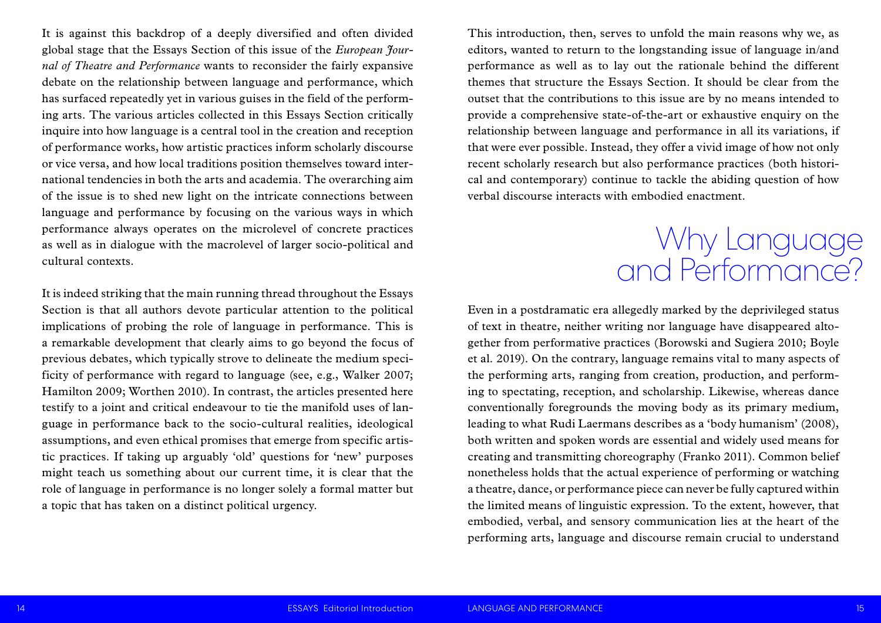It is against this backdrop of a deeply diversified and often divided global stage that the Essays Section of this issue of the *European Journal of Theatre and Performance* wants to reconsider the fairly expansive debate on the relationship between language and performance, which has surfaced repeatedly yet in various guises in the field of the performing arts. The various articles collected in this Essays Section critically inquire into how language is a central tool in the creation and reception of performance works, how artistic practices inform scholarly discourse or vice versa, and how local traditions position themselves toward international tendencies in both the arts and academia. The overarching aim of the issue is to shed new light on the intricate connections between language and performance by focusing on the various ways in which performance always operates on the microlevel of concrete practices as well as in dialogue with the macrolevel of larger socio-political and cultural contexts.

It is indeed striking that the main running thread throughout the Essays Section is that all authors devote particular attention to the political implications of probing the role of language in performance. This is a remarkable development that clearly aims to go beyond the focus of previous debates, which typically strove to delineate the medium specificity of performance with regard to language (see, e.g., Walker 2007; Hamilton 2009; Worthen 2010). In contrast, the articles presented here testify to a joint and critical endeavour to tie the manifold uses of language in performance back to the socio-cultural realities, ideological assumptions, and even ethical promises that emerge from specific artistic practices. If taking up arguably 'old' questions for 'new' purposes might teach us something about our current time, it is clear that the role of language in performance is no longer solely a formal matter but a topic that has taken on a distinct political urgency.

This introduction, then, serves to unfold the main reasons why we, as editors, wanted to return to the longstanding issue of language in/and performance as well as to lay out the rationale behind the different themes that structure the Essays Section. It should be clear from the outset that the contributions to this issue are by no means intended to provide a comprehensive state-of-the-art or exhaustive enquiry on the relationship between language and performance in all its variations, if that were ever possible. Instead, they offer a vivid image of how not only recent scholarly research but also performance practices (both historical and contemporary) continue to tackle the abiding question of how verbal discourse interacts with embodied enactment.

## Why Language and Performance?

Even in a postdramatic era allegedly marked by the deprivileged status of text in theatre, neither writing nor language have disappeared altogether from performative practices (Borowski and Sugiera 2010; Boyle et al. 2019). On the contrary, language remains vital to many aspects of the performing arts, ranging from creation, production, and performing to spectating, reception, and scholarship. Likewise, whereas dance conventionally foregrounds the moving body as its primary medium, leading to what Rudi Laermans describes as a 'body humanism' (2008), both written and spoken words are essential and widely used means for creating and transmitting choreography (Franko 2011). Common belief nonetheless holds that the actual experience of performing or watching a theatre, dance, or performance piece can never be fully captured within the limited means of linguistic expression. To the extent, however, that embodied, verbal, and sensory communication lies at the heart of the performing arts, language and discourse remain crucial to understand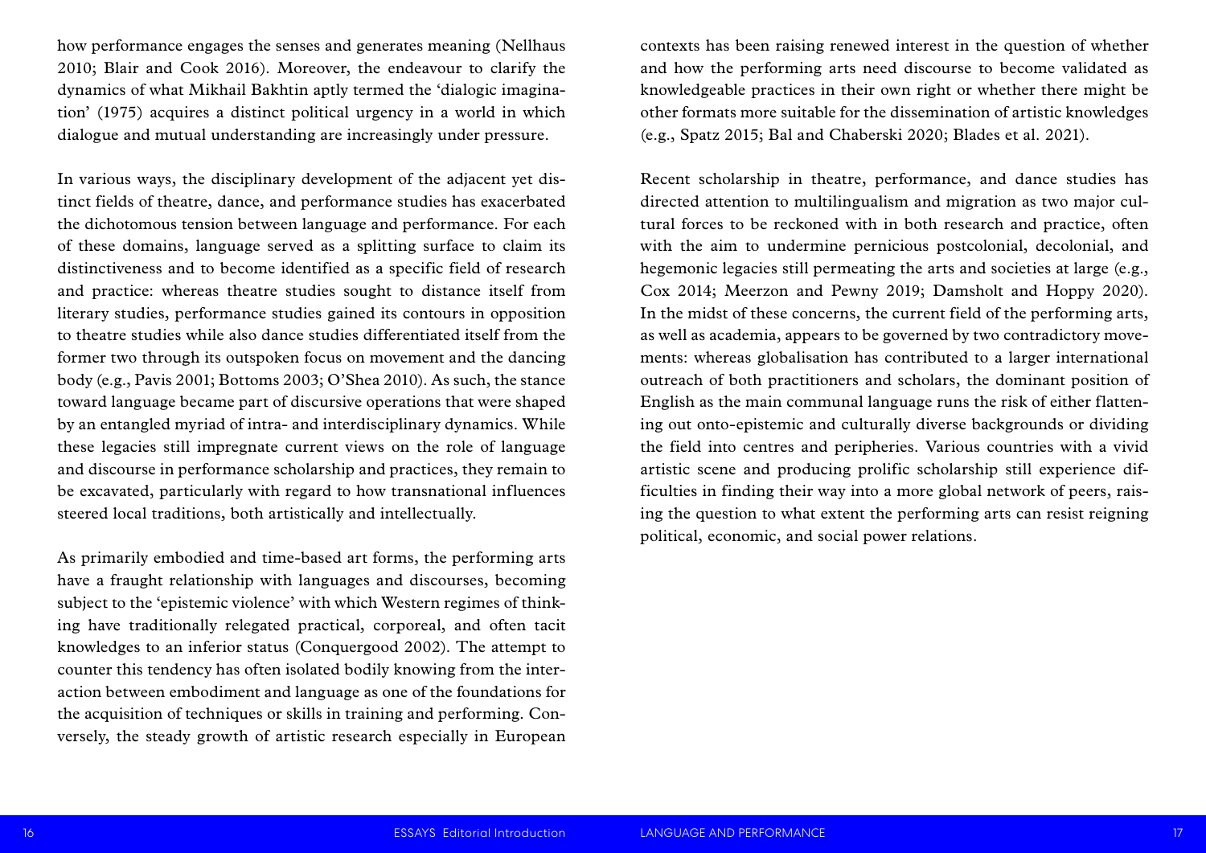how performance engages the senses and generates meaning (Nellhaus 2010; Blair and Cook 2016). Moreover, the endeavour to clarify the dynamics of what Mikhail Bakhtin aptly termed the 'dialogic imagination' (1975) acquires a distinct political urgency in a world in which dialogue and mutual understanding are increasingly under pressure.

In various ways, the disciplinary development of the adjacent yet distinct fields of theatre, dance, and performance studies has exacerbated the dichotomous tension between language and performance. For each of these domains, language served as a splitting surface to claim its distinctiveness and to become identified as a specific field of research and practice: whereas theatre studies sought to distance itself from literary studies, performance studies gained its contours in opposition to theatre studies while also dance studies differentiated itself from the former two through its outspoken focus on movement and the dancing body (e.g., Pavis 2001; Bottoms 2003; O'Shea 2010). As such, the stance toward language became part of discursive operations that were shaped by an entangled myriad of intra- and interdisciplinary dynamics. While these legacies still impregnate current views on the role of language and discourse in performance scholarship and practices, they remain to be excavated, particularly with regard to how transnational influences steered local traditions, both artistically and intellectually.

As primarily embodied and time-based art forms, the performing arts have a fraught relationship with languages and discourses, becoming subject to the 'epistemic violence' with which Western regimes of thinking have traditionally relegated practical, corporeal, and often tacit knowledges to an inferior status (Conquergood 2002). The attempt to counter this tendency has often isolated bodily knowing from the interaction between embodiment and language as one of the foundations for the acquisition of techniques or skills in training and performing. Conversely, the steady growth of artistic research especially in European contexts has been raising renewed interest in the question of whether and how the performing arts need discourse to become validated as knowledgeable practices in their own right or whether there might be other formats more suitable for the dissemination of artistic knowledges (e.g., Spatz 2015; Bal and Chaberski 2020; Blades et al. 2021).

Recent scholarship in theatre, performance, and dance studies has directed attention to multilingualism and migration as two major cultural forces to be reckoned with in both research and practice, often with the aim to undermine pernicious postcolonial, decolonial, and hegemonic legacies still permeating the arts and societies at large (e.g., Cox 2014; Meerzon and Pewny 2019; Damsholt and Hoppy 2020). In the midst of these concerns, the current field of the performing arts, as well as academia, appears to be governed by two contradictory movements: whereas globalisation has contributed to a larger international outreach of both practitioners and scholars, the dominant position of English as the main communal language runs the risk of either flattening out onto-epistemic and culturally diverse backgrounds or dividing the field into centres and peripheries. Various countries with a vivid artistic scene and producing prolific scholarship still experience difficulties in finding their way into a more global network of peers, raising the question to what extent the performing arts can resist reigning political, economic, and social power relations.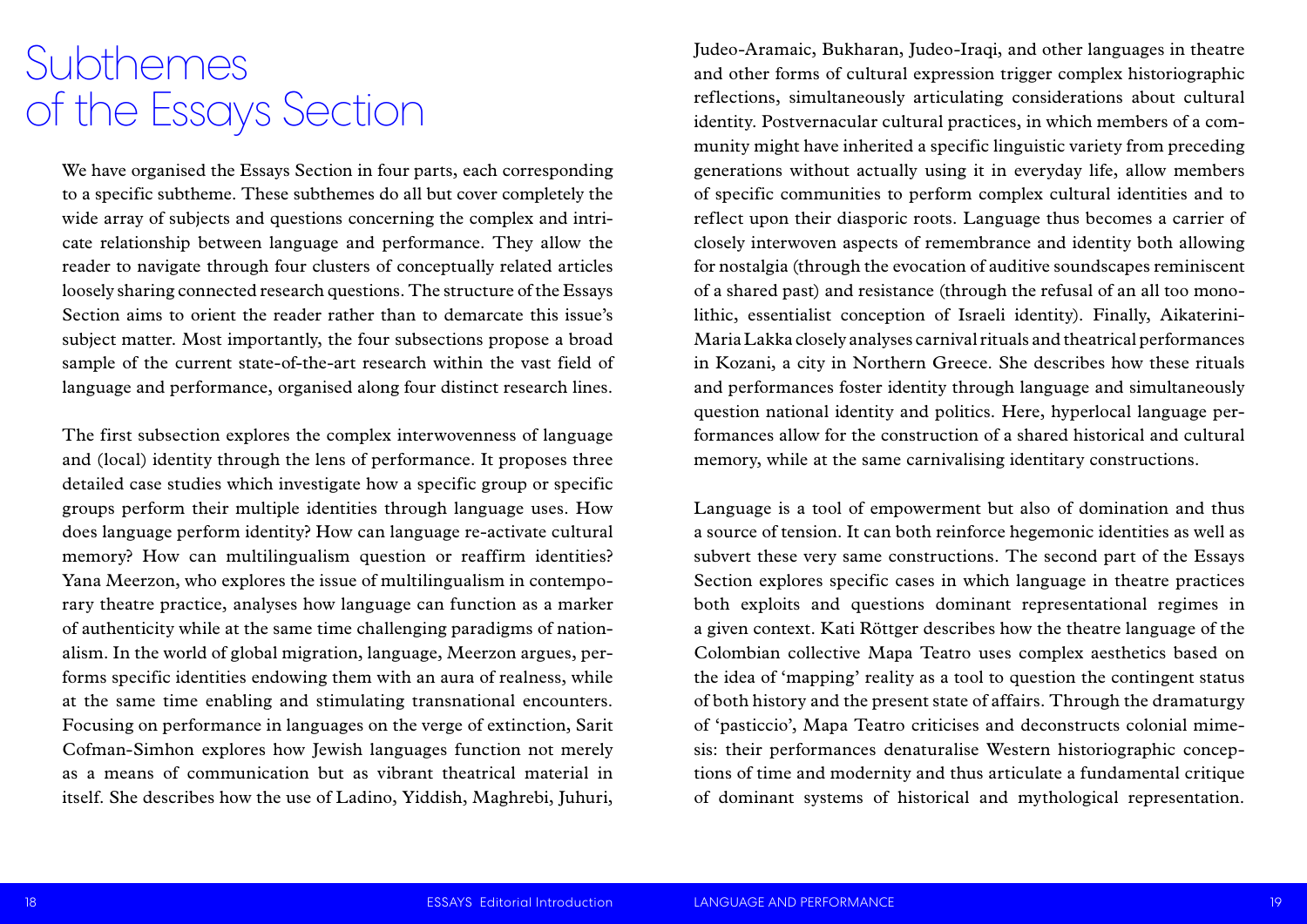# Subthemes of the Essays Section

We have organised the Essays Section in four parts, each corresponding to a specific subtheme. These subthemes do all but cover completely the wide array of subjects and questions concerning the complex and intricate relationship between language and performance. They allow the reader to navigate through four clusters of conceptually related articles loosely sharing connected research questions. The structure of the Essays Section aims to orient the reader rather than to demarcate this issue's subject matter. Most importantly, the four subsections propose a broad sample of the current state-of-the-art research within the vast field of language and performance, organised along four distinct research lines.

The first subsection explores the complex interwovenness of language and (local) identity through the lens of performance. It proposes three detailed case studies which investigate how a specific group or specific groups perform their multiple identities through language uses. How does language perform identity? How can language re-activate cultural memory? How can multilingualism question or reaffirm identities? Yana Meerzon, who explores the issue of multilingualism in contemporary theatre practice, analyses how language can function as a marker of authenticity while at the same time challenging paradigms of nationalism. In the world of global migration, language, Meerzon argues, performs specific identities endowing them with an aura of realness, while at the same time enabling and stimulating transnational encounters. Focusing on performance in languages on the verge of extinction, Sarit Cofman-Simhon explores how Jewish languages function not merely as a means of communication but as vibrant theatrical material in itself. She describes how the use of Ladino, Yiddish, Maghrebi, Juhuri, Judeo-Aramaic, Bukharan, Judeo-Iraqi, and other languages in theatre and other forms of cultural expression trigger complex historiographic reflections, simultaneously articulating considerations about cultural identity. Postvernacular cultural practices, in which members of a community might have inherited a specific linguistic variety from preceding generations without actually using it in everyday life, allow members of specific communities to perform complex cultural identities and to reflect upon their diasporic roots. Language thus becomes a carrier of closely interwoven aspects of remembrance and identity both allowing for nostalgia (through the evocation of auditive soundscapes reminiscent of a shared past) and resistance (through the refusal of an all too monolithic, essentialist conception of Israeli identity). Finally, Aikaterini-Maria Lakka closely analyses carnival rituals and theatrical performances in Kozani, a city in Northern Greece. She describes how these rituals and performances foster identity through language and simultaneously question national identity and politics. Here, hyperlocal language performances allow for the construction of a shared historical and cultural memory, while at the same carnivalising identitary constructions.

Language is a tool of empowerment but also of domination and thus a source of tension. It can both reinforce hegemonic identities as well as subvert these very same constructions. The second part of the Essays Section explores specific cases in which language in theatre practices both exploits and questions dominant representational regimes in a given context. Kati Röttger describes how the theatre language of the Colombian collective Mapa Teatro uses complex aesthetics based on the idea of 'mapping' reality as a tool to question the contingent status of both history and the present state of affairs. Through the dramaturgy of 'pasticcio', Mapa Teatro criticises and deconstructs colonial mimesis: their performances denaturalise Western historiographic conceptions of time and modernity and thus articulate a fundamental critique of dominant systems of historical and mythological representation.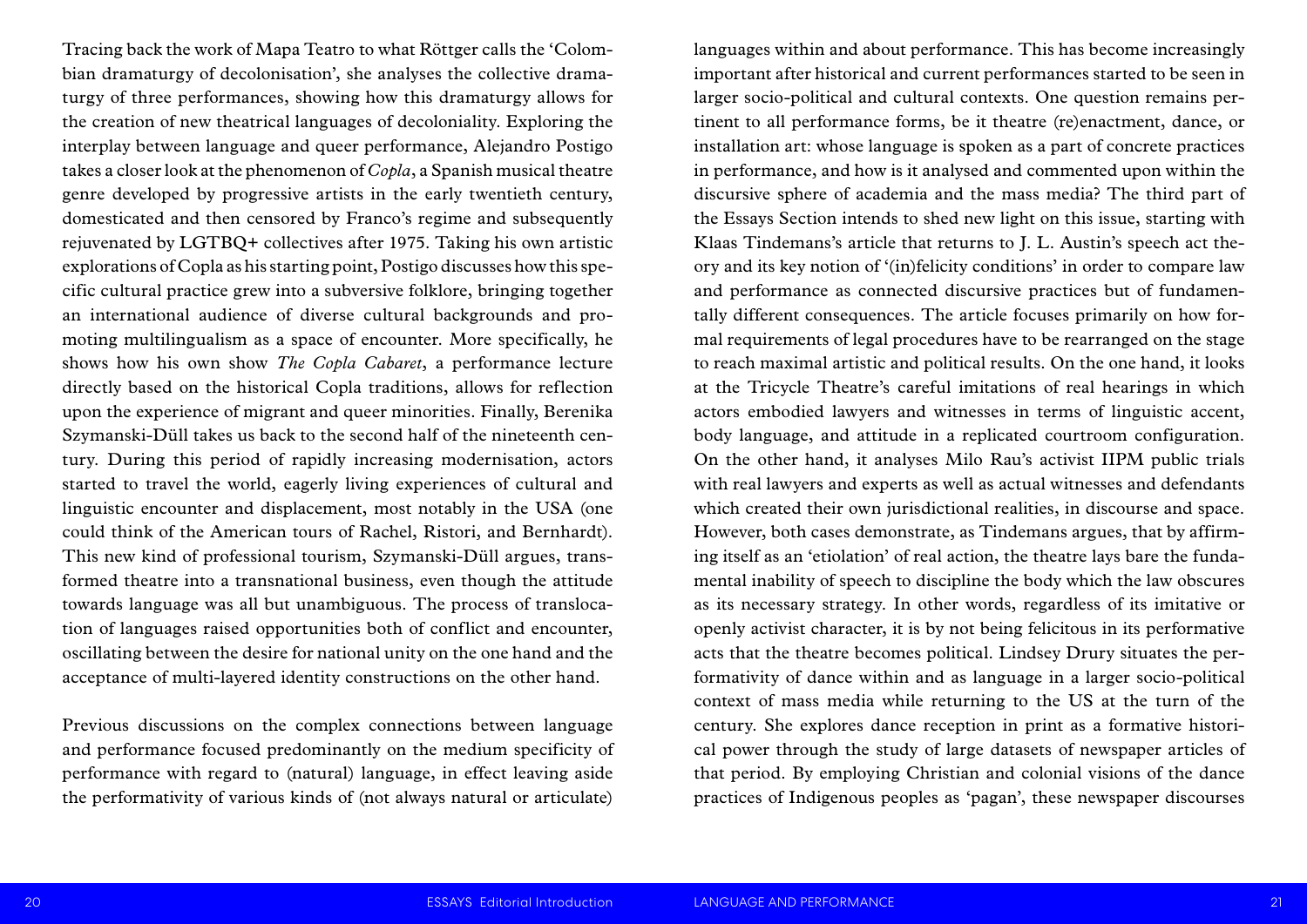Tracing back the work of Mapa Teatro to what Röttger calls the 'Colombian dramaturgy of decolonisation', she analyses the collective dramaturgy of three performances, showing how this dramaturgy allows for the creation of new theatrical languages of decoloniality. Exploring the interplay between language and queer performance, Alejandro Postigo takes a closer look at the phenomenon of *Copla*, a Spanish musical theatre genre developed by progressive artists in the early twentieth century, domesticated and then censored by Franco's regime and subsequently rejuvenated by LGTBQ+ collectives after 1975. Taking his own artistic explorations of Copla as his starting point, Postigo discusses how this specific cultural practice grew into a subversive folklore, bringing together an international audience of diverse cultural backgrounds and promoting multilingualism as a space of encounter. More specifically, he shows how his own show *The Copla Cabaret*, a performance lecture directly based on the historical Copla traditions, allows for reflection upon the experience of migrant and queer minorities. Finally, Berenika Szymanski-Düll takes us back to the second half of the nineteenth century. During this period of rapidly increasing modernisation, actors started to travel the world, eagerly living experiences of cultural and linguistic encounter and displacement, most notably in the USA (one could think of the American tours of Rachel, Ristori, and Bernhardt). This new kind of professional tourism, Szymanski-Düll argues, transformed theatre into a transnational business, even though the attitude towards language was all but unambiguous. The process of translocation of languages raised opportunities both of conflict and encounter, oscillating between the desire for national unity on the one hand and the acceptance of multi-layered identity constructions on the other hand.

Previous discussions on the complex connections between language and performance focused predominantly on the medium specificity of performance with regard to (natural) language, in effect leaving aside the performativity of various kinds of (not always natural or articulate) languages within and about performance. This has become increasingly important after historical and current performances started to be seen in larger socio-political and cultural contexts. One question remains pertinent to all performance forms, be it theatre (re)enactment, dance, or installation art: whose language is spoken as a part of concrete practices in performance, and how is it analysed and commented upon within the discursive sphere of academia and the mass media? The third part of the Essays Section intends to shed new light on this issue, starting with Klaas Tindemans's article that returns to J. L. Austin's speech act theory and its key notion of '(in)felicity conditions' in order to compare law and performance as connected discursive practices but of fundamentally different consequences. The article focuses primarily on how formal requirements of legal procedures have to be rearranged on the stage to reach maximal artistic and political results. On the one hand, it looks at the Tricycle Theatre's careful imitations of real hearings in which actors embodied lawyers and witnesses in terms of linguistic accent, body language, and attitude in a replicated courtroom configuration. On the other hand, it analyses Milo Rau's activist IIPM public trials with real lawyers and experts as well as actual witnesses and defendants which created their own jurisdictional realities, in discourse and space. However, both cases demonstrate, as Tindemans argues, that by affirming itself as an 'etiolation' of real action, the theatre lays bare the fundamental inability of speech to discipline the body which the law obscures as its necessary strategy. In other words, regardless of its imitative or openly activist character, it is by not being felicitous in its performative acts that the theatre becomes political. Lindsey Drury situates the performativity of dance within and as language in a larger socio-political context of mass media while returning to the US at the turn of the century. She explores dance reception in print as a formative historical power through the study of large datasets of newspaper articles of that period. By employing Christian and colonial visions of the dance practices of Indigenous peoples as 'pagan', these newspaper discourses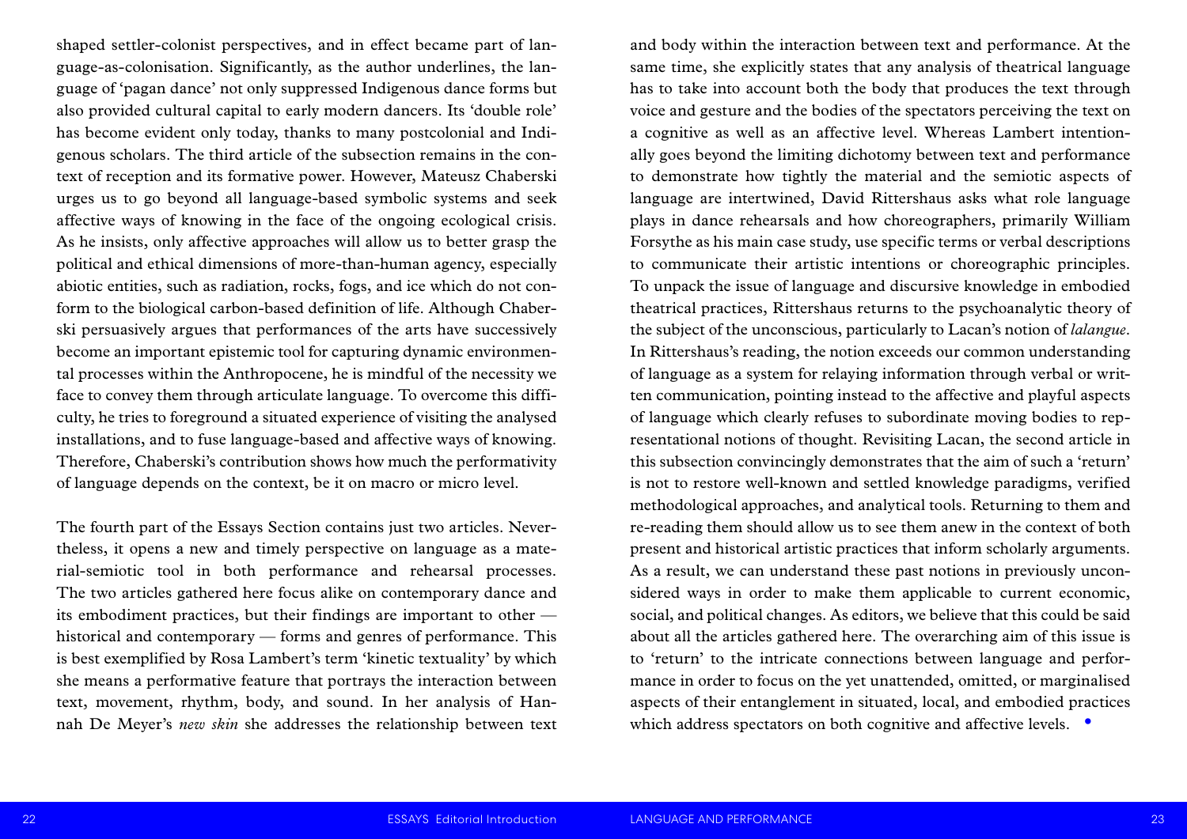shaped settler-colonist perspectives, and in effect became part of language-as-colonisation. Significantly, as the author underlines, the language of 'pagan dance' not only suppressed Indigenous dance forms but also provided cultural capital to early modern dancers. Its 'double role' has become evident only today, thanks to many postcolonial and Indigenous scholars. The third article of the subsection remains in the context of reception and its formative power. However, Mateusz Chaberski urges us to go beyond all language-based symbolic systems and seek affective ways of knowing in the face of the ongoing ecological crisis. As he insists, only affective approaches will allow us to better grasp the political and ethical dimensions of more-than-human agency, especially abiotic entities, such as radiation, rocks, fogs, and ice which do not conform to the biological carbon-based definition of life. Although Chaberski persuasively argues that performances of the arts have successively become an important epistemic tool for capturing dynamic environmental processes within the Anthropocene, he is mindful of the necessity we face to convey them through articulate language. To overcome this difficulty, he tries to foreground a situated experience of visiting the analysed installations, and to fuse language-based and affective ways of knowing. Therefore, Chaberski's contribution shows how much the performativity of language depends on the context, be it on macro or micro level.

The fourth part of the Essays Section contains just two articles. Nevertheless, it opens a new and timely perspective on language as a material-semiotic tool in both performance and rehearsal processes. The two articles gathered here focus alike on contemporary dance and its embodiment practices, but their findings are important to other — historical and contemporary — forms and genres of performance. This is best exemplified by Rosa Lambert's term 'kinetic textuality' by which she means a performative feature that portrays the interaction between text, movement, rhythm, body, and sound. In her analysis of Hannah De Meyer's *new skin* she addresses the relationship between text and body within the interaction between text and performance. At the same time, she explicitly states that any analysis of theatrical language has to take into account both the body that produces the text through voice and gesture and the bodies of the spectators perceiving the text on a cognitive as well as an affective level. Whereas Lambert intentionally goes beyond the limiting dichotomy between text and performance to demonstrate how tightly the material and the semiotic aspects of language are intertwined, David Rittershaus asks what role language plays in dance rehearsals and how choreographers, primarily William Forsythe as his main case study, use specific terms or verbal descriptions to communicate their artistic intentions or choreographic principles. To unpack the issue of language and discursive knowledge in embodied theatrical practices, Rittershaus returns to the psychoanalytic theory of the subject of the unconscious, particularly to Lacan's notion of *lalangue*. In Rittershaus's reading, the notion exceeds our common understanding of language as a system for relaying information through verbal or written communication, pointing instead to the affective and playful aspects of language which clearly refuses to subordinate moving bodies to representational notions of thought. Revisiting Lacan, the second article in this subsection convincingly demonstrates that the aim of such a 'return' is not to restore well-known and settled knowledge paradigms, verified methodological approaches, and analytical tools. Returning to them and re-reading them should allow us to see them anew in the context of both present and historical artistic practices that inform scholarly arguments. As a result, we can understand these past notions in previously unconsidered ways in order to make them applicable to current economic, social, and political changes. As editors, we believe that this could be said about all the articles gathered here. The overarching aim of this issue is to 'return' to the intricate connections between language and performance in order to focus on the yet unattended, omitted, or marginalised aspects of their entanglement in situated, local, and embodied practices which address spectators on both cognitive and affective levels. •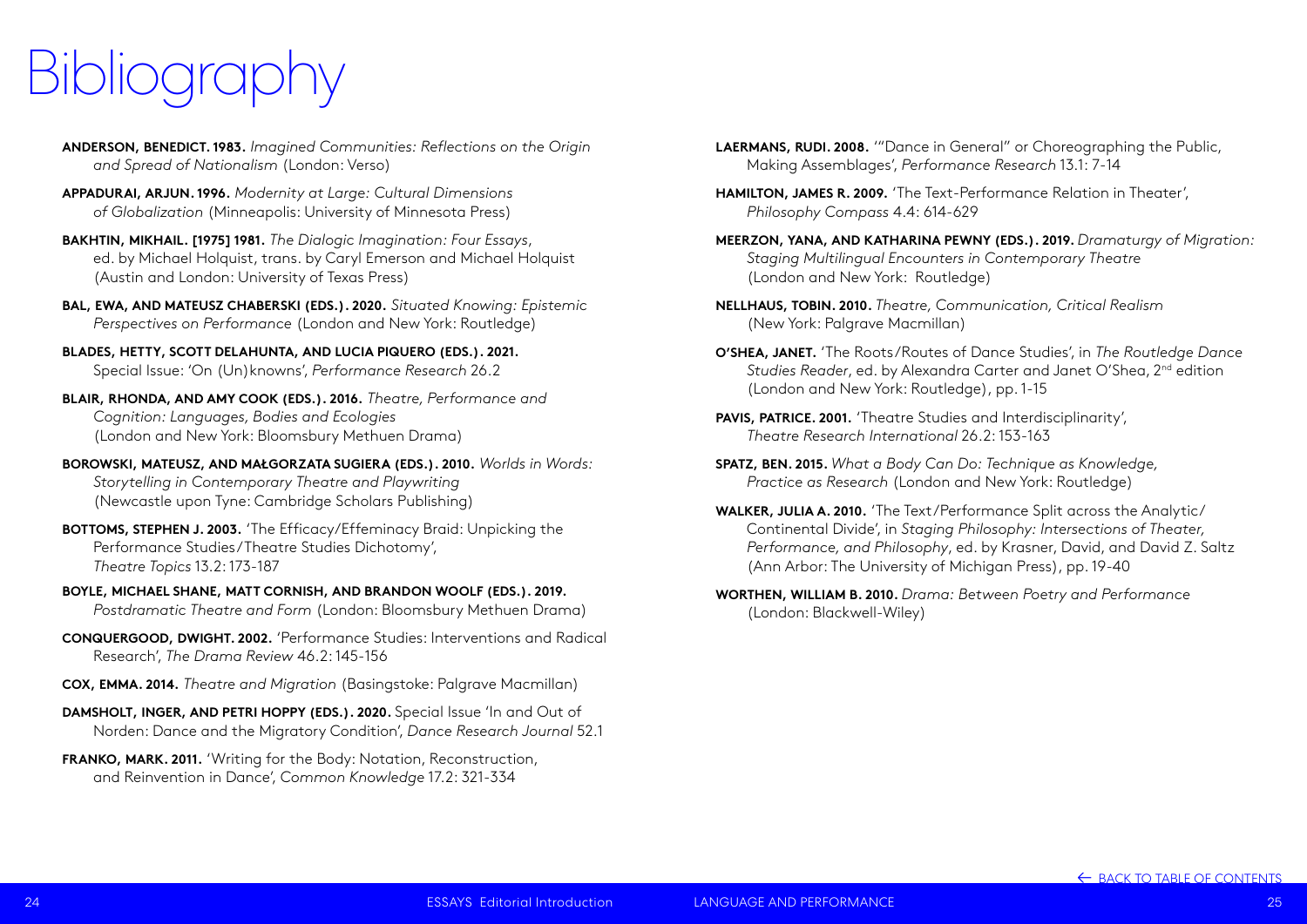# Bibliography

**ANDERSON, BENEDICT. 1983.** *Imagined Communities: Reflections on the Origin and Spread of Nationalism* (London: Verso)

**APPADURAI, ARJUN. 1996.** *Modernity at Large: Cultural Dimensions of Globalization* (Minneapolis: University of Minnesota Press)

**BAKHTIN, MIKHAIL. [1975] 1981.** *The Dialogic Imagination: Four Essays*, ed. by Michael Holquist, trans. by Caryl Emerson and Michael Holquist (Austin and London: University of Texas Press)

**BAL, EWA, AND MATEUSZ CHABERSKI (EDS.). 2020.** *Situated Knowing: Epistemic Perspectives on Performance* (London and New York: Routledge)

**BLADES, HETTY, SCOTT DELAHUNTA, AND LUCIA PIQUERO (EDS.). 2021.** Special Issue: 'On (Un)knowns', *Performance Research* 26.2

**BLAIR, RHONDA, AND AMY COOK (EDS.). 2016.** *Theatre, Performance and Cognition: Languages, Bodies and Ecologies* (London and New York: Bloomsbury Methuen Drama)

**BOROWSKI, MATEUSZ, AND MAŁGORZATA SUGIERA (EDS.). 2010.** *Worlds in Words: Storytelling in Contemporary Theatre and Playwriting* (Newcastle upon Tyne: Cambridge Scholars Publishing)

**BOTTOMS, STEPHEN J. 2003.** 'The Efficacy/Effeminacy Braid: Unpicking the Performance Studies/Theatre Studies Dichotomy', *Theatre Topics* 13.2: 173-187

**BOYLE, MICHAEL SHANE, MATT CORNISH, AND BRANDON WOOLF (EDS.). 2019.** *Postdramatic Theatre and Form* (London: Bloomsbury Methuen Drama)

**CONQUERGOOD, DWIGHT. 2002.** 'Performance Studies: Interventions and Radical Research', *The Drama Review* 46.2: 145-156

**COX, EMMA. 2014.** *Theatre and Migration* (Basingstoke: Palgrave Macmillan)

**DAMSHOLT, INGER, AND PETRI HOPPY (EDS.). 2020.** Special Issue 'In and Out of Norden: Dance and the Migratory Condition', *Dance Research Journal* 52.1

**FRANKO, MARK. 2011.** 'Writing for the Body: Notation, Reconstruction, and Reinvention in Dance', *Common Knowledge* 17.2: 321-334

**LAERMANS, RUDI. 2008.** '"Dance in General" or Choreographing the Public, Making Assemblages', *Performance Research* 13.1: 7-14

**HAMILTON, JAMES R. 2009.** 'The Text-Performance Relation in Theater', *Philosophy Compass* 4.4: 614-629

**MEERZON, YANA, AND KATHARINA PEWNY (EDS.). 2019.** *Dramaturgy of Migration: Staging Multilingual Encounters in Contemporary Theatre* (London and New York: Routledge)

**NELLHAUS, TOBIN. 2010.** *Theatre, Communication, Critical Realism* (New York: Palgrave Macmillan)

**O'SHEA, JANET.** 'The Roots/Routes of Dance Studies', in *The Routledge Dance Studies Reader*, ed. by Alexandra Carter and Janet O'Shea, 2nd edition (London and New York: Routledge), pp. 1-15

**PAVIS, PATRICE. 2001.** 'Theatre Studies and Interdisciplinarity', *Theatre Research International* 26.2: 153-163

**SPATZ, BEN. 2015.** *What a Body Can Do: Technique as Knowledge, Practice as Research* (London and New York: Routledge)

**WALKER, JULIA A. 2010.** 'The Text/Performance Split across the Analytic/Continental Divide', in *Staging Philosophy: Intersections of Theater, Performance, and Philosophy*, ed. by Krasner, David, and David Z. Saltz (Ann Arbor: The University of Michigan Press), pp. 19-40

**WORTHEN, WILLIAM B. 2010.** *Drama: Between Poetry and Performance* (London: Blackwell-Wiley)